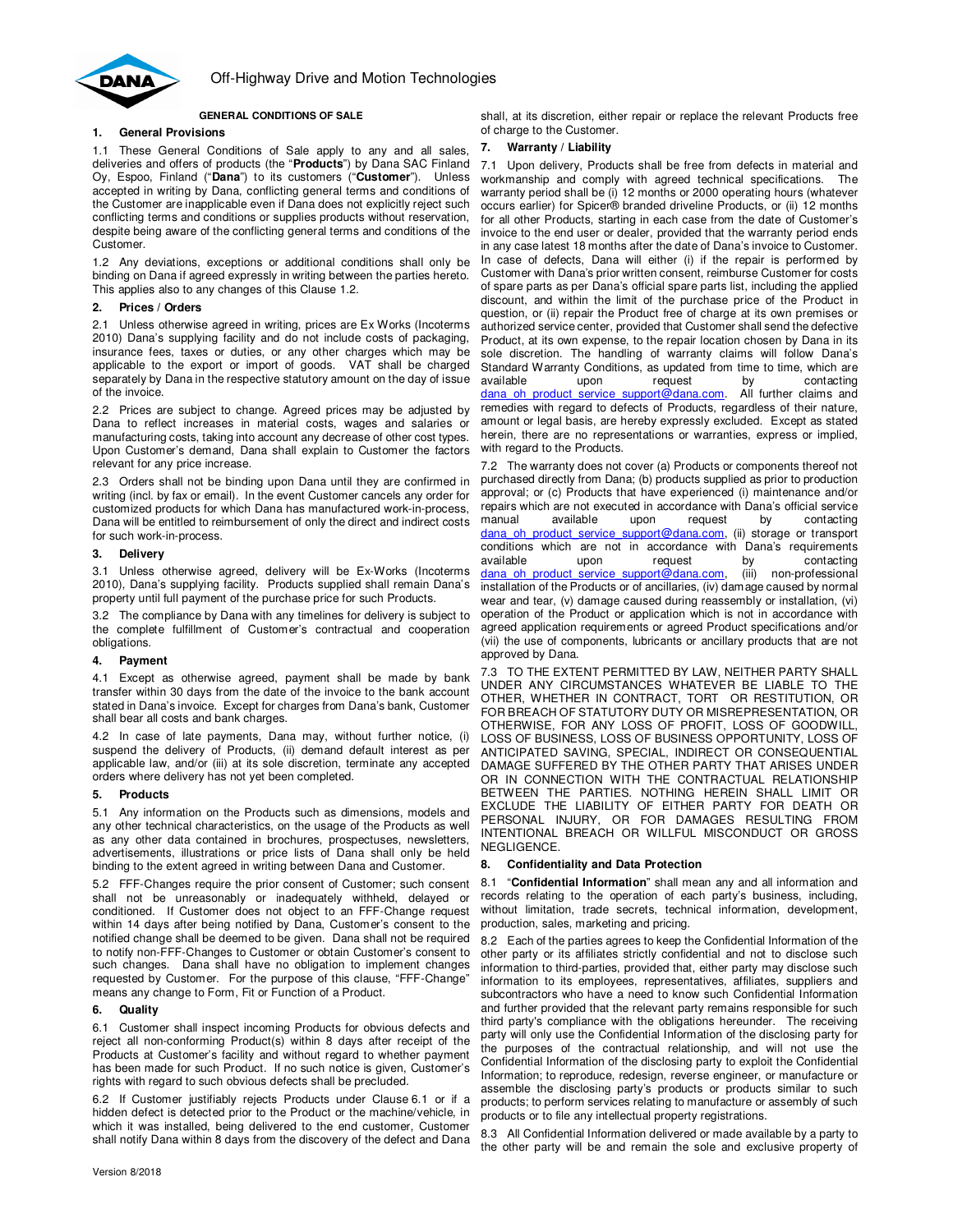Off-Highway Drive and Motion Technologies

# GENERAL CONDITIONS OF SALE

## 1. General Provisions

1.1 These General Conditions of Sale apply to any and all sales, deliveries and offers of products (the "**Products**") by Dana SAC Finland Oy, Espoo, Finland ("**Dana**") to its customers ("**Customer**"). Unless accepted in writing by Dana, conflicting general terms and conditions of the Customer are inapplicable even if Dana does not explicitly reject such conflicting terms and conditions or supplies products without reservation, despite being aware of the conflicting general terms and conditions of the Customer.

1.2 Any deviations, exceptions or additional conditions shall only be binding on Dana if agreed expressly in writing between the parties hereto. This applies also to any changes of this Clause 1.2.

## 2. Prices / Orders

2.1 Unless otherwise agreed in writing, prices are Ex Works (Incoterms 2010) Dana's supplying facility and do not include costs of packaging, insurance fees, taxes or duties, or any other charges which may be applicable to the export or import of goods. VAT shall be charged separately by Dana in the respective statutory amount on the day of issue of the invoice.

2.2 Prices are subject to change. Agreed prices may be adjusted by Dana to reflect increases in material costs, wages and salaries or manufacturing costs, taking into account any decrease of other cost types. Upon Customer's demand, Dana shall explain to Customer the factors relevant for any price increase.

2.3 Orders shall not be binding upon Dana until they are confirmed in writing (incl. by fax or email). In the event Customer cancels any order for customized products for which Dana has manufactured work-in-process, Dana will be entitled to reimbursement of only the direct and indirect costs for such work-in-process.

## 3. Delivery

3.1 Unless otherwise agreed, delivery will be Ex-Works (Incoterms 2010), Dana's supplying facility. Products supplied shall remain Dana's property until full payment of the purchase price for such Products.

3.2 The compliance by Dana with any timelines for delivery is subject to the complete fulfillment of Customer's contractual and cooperation obligations.

## 4. Payment

4.1 Except as otherwise agreed, payment shall be made by bank transfer within 30 days from the date of the invoice to the bank account stated in Dana's invoice. Except for charges from Dana's bank, Customer shall bear all costs and bank charges.

4.2 In case of late payments, Dana may, without further notice, (i) suspend the delivery of Products, (ii) demand default interest as per applicable law, and/or (iii) at its sole discretion, terminate any accepted orders where delivery has not yet been completed.

## 5. Products

5.1 Any information on the Products such as dimensions, models and any other technical characteristics, on the usage of the Products as well as any other data contained in brochures, prospectuses, newsletters, advertisements, illustrations or price lists of Dana shall only be held binding to the extent agreed in writing between Dana and Customer.

5.2 FFF-Changes require the prior consent of Customer; such consent shall not be unreasonably or inadequately withheld, delayed or conditioned. If Customer does not object to an FFF-Change request within 14 days after being notified by Dana, Customer's consent to the notified change shall be deemed to be given. Dana shall not be required to notify non-FFF-Changes to Customer or obtain Customer's consent to such changes. Dana shall have no obligation to implement changes requested by Customer. For the purpose of this clause, "FFF-Change" means any change to Form, Fit or Function of a Product.

## 6. Quality

6.1 Customer shall inspect incoming Products for obvious defects and reject all non-conforming Product(s) within 8 days after receipt of the Products at Customer's facility and without regard to whether payment has been made for such Product. If no such notice is given, Customer's rights with regard to such obvious defects shall be precluded.

6.2 If Customer justifiably rejects Products under Clause 6.1 or if a hidden defect is detected prior to the Product or the machine/vehicle, in which it was installed, being delivered to the end customer, Customer shall notify Dana within 8 days from the discovery of the defect and Dana shall, at its discretion, either repair or replace the relevant Products free of charge to the Customer.

## 7. Warranty / Liability

7.1 Upon delivery, Products shall be free from defects in material and workmanship and comply with agreed technical specifications. The warranty period shall be (i) 12 months or 2000 operating hours (whatever occurs earlier) for Spicer® branded driveline Products, or (ii) 12 months for all other Products, starting in each case from the date of Customer's invoice to the end user or dealer, provided that the warranty period ends in any case latest 18 months after the date of Dana's invoice to Customer. In case of defects, Dana will either (i) if the repair is performed by Customer with Dana's prior written consent, reimburse Customer for costs of spare parts as per Dana's official spare parts list, including the applied discount, and within the limit of the purchase price of the Product in question, or (ii) repair the Product free of charge at its own premises or authorized service center, provided that Customer shall send the defective Product, at its own expense, to the repair location chosen by Dana in its sole discretion. The handling of warranty claims will follow Dana's Standard Warranty Conditions, as updated from time to time, which are available upon request by contacting dana_oh_product_service_support@dana.com. All further claims and remedies with regard to defects of Products, regardless of their nature, amount or legal basis, are hereby expressly excluded. Except as stated herein, there are no representations or warranties, express or implied, with regard to the Products.

7.2 The warranty does not cover (a) Products or components thereof not purchased directly from Dana; (b) products supplied as prior to production approval; or (c) Products that have experienced (i) maintenance and/or repairs which are not executed in accordance with Dana's official service manual available upon request by contacting dana_oh_product_service_support@dana.com, (ii) storage or transport conditions which are not in accordance with Dana's requirements available upon request by contacting dana_oh_product_service_support@dana.com, (iii) non-professional installation of the Products or of ancillaries, (iv) damage caused by normal wear and tear, (v) damage caused during reassembly or installation, (vi) operation of the Product or application which is not in accordance with agreed application requirements or agreed Product specifications and/or (vii) the use of components, lubricants or ancillary products that are not approved by Dana.

7.3 TO THE EXTENT PERMITTED BY LAW, NEITHER PARTY SHALL UNDER ANY CIRCUMSTANCES WHATEVER BE LIABLE TO THE OTHER, WHETHER IN CONTRACT, TORT OR RESTITUTION, OR FOR BREACH OF STATUTORY DUTY OR MISREPRESENTATION, OR OTHERWISE, FOR ANY LOSS OF PROFIT, LOSS OF GOODWILL, LOSS OF BUSINESS, LOSS OF BUSINESS OPPORTUNITY, LOSS OF ANTICIPATED SAVING, SPECIAL, INDIRECT OR CONSEQUENTIAL DAMAGE SUFFERED BY THE OTHER PARTY THAT ARISES UNDER OR IN CONNECTION WITH THE CONTRACTUAL RELATIONSHIP BETWEEN THE PARTIES. NOTHING HEREIN SHALL LIMIT OR EXCLUDE THE LIABILITY OF EITHER PARTY FOR DEATH OR PERSONAL INJURY, OR FOR DAMAGES RESULTING FROM INTENTIONAL BREACH OR WILLFUL MISCONDUCT OR GROSS NEGLIGENCE.

## 8. Confidentiality and Data Protection

8.1 "**Confidential Information**" shall mean any and all information and records relating to the operation of each party's business, including, without limitation, trade secrets, technical information, development, production, sales, marketing and pricing.

8.2 Each of the parties agrees to keep the Confidential Information of the other party or its affiliates strictly confidential and not to disclose such information to third-parties, provided that, either party may disclose such information to its employees, representatives, affiliates, suppliers and subcontractors who have a need to know such Confidential Information and further provided that the relevant party remains responsible for such third party's compliance with the obligations hereunder. The receiving party will only use the Confidential Information of the disclosing party for the purposes of the contractual relationship, and will not use the Confidential Information of the disclosing party to exploit the Confidential Information; to reproduce, redesign, reverse engineer, or manufacture or assemble the disclosing party's products or products similar to such products; to perform services relating to manufacture or assembly of such products or to file any intellectual property registrations.

8.3 All Confidential Information delivered or made available by a party to the other party will be and remain the sole and exclusive property of

Version 8/2018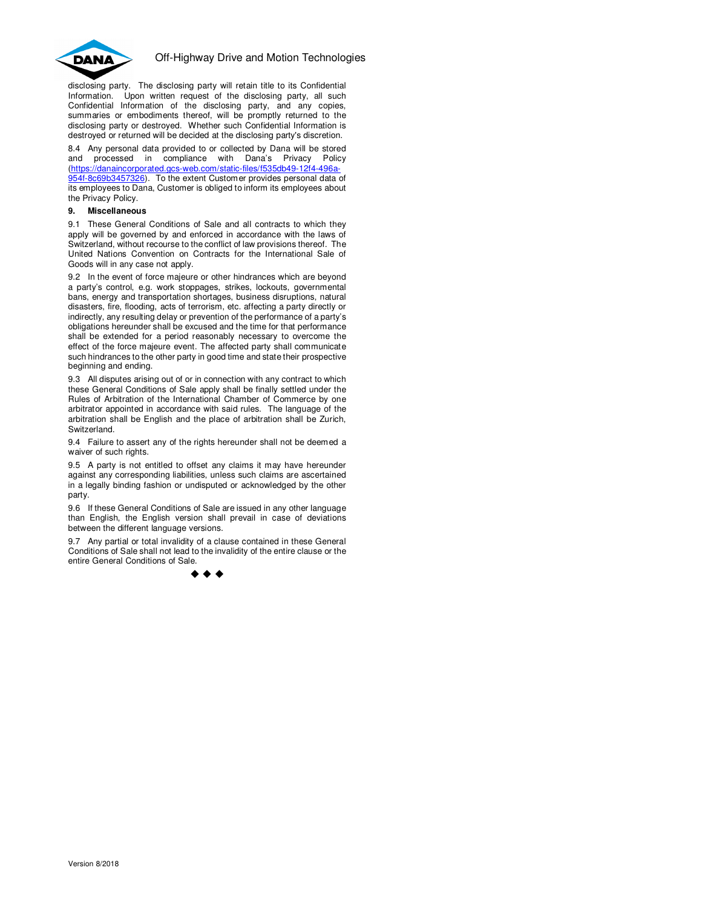disclosing party. The disclosing party will retain title to its Confidential Information. Upon written request of the disclosing party, all such Confidential Information of the disclosing party, and any copies, summaries or embodiments thereof, will be promptly returned to the disclosing party or destroyed. Whether such Confidential Information is destroyed or returned will be decided at the disclosing party's discretion.

8.4 Any personal data provided to or collected by Dana will be stored and processed in compliance with Dana's Privacy Policy (https://danaincorporated.gcs-web.com/static-files/f535db49-12f4-496a-954f-8c69b3457326). To the extent Customer provides personal data of its employees to Dana, Customer is obliged to inform its employees about the Privacy Policy.

**9. Miscellaneous**

9.1 These General Conditions of Sale and all contracts to which they apply will be governed by and enforced in accordance with the laws of Switzerland, without recourse to the conflict of law provisions thereof. The United Nations Convention on Contracts for the International Sale of Goods will in any case not apply.

9.2 In the event of force majeure or other hindrances which are beyond a party's control, e.g. work stoppages, strikes, lockouts, governmental bans, energy and transportation shortages, business disruptions, natural disasters, fire, flooding, acts of terrorism, etc. affecting a party directly or indirectly, any resulting delay or prevention of the performance of a party's obligations hereunder shall be excused and the time for that performance shall be extended for a period reasonably necessary to overcome the effect of the force majeure event. The affected party shall communicate such hindrances to the other party in good time and state their prospective beginning and ending.

9.3 All disputes arising out of or in connection with any contract to which these General Conditions of Sale apply shall be finally settled under the Rules of Arbitration of the International Chamber of Commerce by one arbitrator appointed in accordance with said rules. The language of the arbitration shall be English and the place of arbitration shall be Zurich, Switzerland.

9.4 Failure to assert any of the rights hereunder shall not be deemed a waiver of such rights.

9.5 A party is not entitled to offset any claims it may have hereunder against any corresponding liabilities, unless such claims are ascertained in a legally binding fashion or undisputed or acknowledged by the other party.

9.6 If these General Conditions of Sale are issued in any other language than English, the English version shall prevail in case of deviations between the different language versions.

9.7 Any partial or total invalidity of a clause contained in these General Conditions of Sale shall not lead to the invalidity of the entire clause or the entire General Conditions of Sale.

◆ ◆ ◆